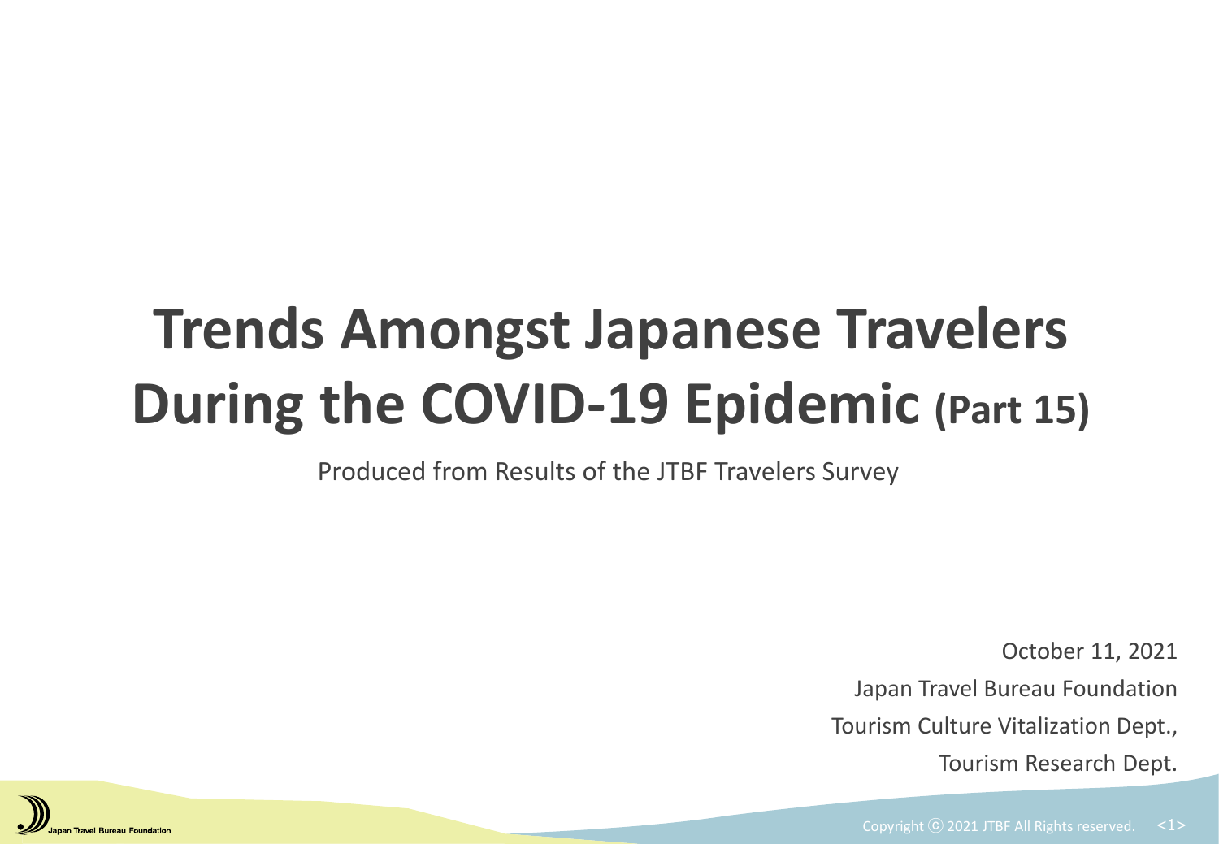# Trends Amongst Japanese Travelers During the COVID-19 Epidemic (Part 15)

Produced from Results of the JTBF Travelers Survey

October 11, 2021

Japan Travel Bureau Foundation

Tourism Culture Vitalization Dept.,

Tourism Research Dept.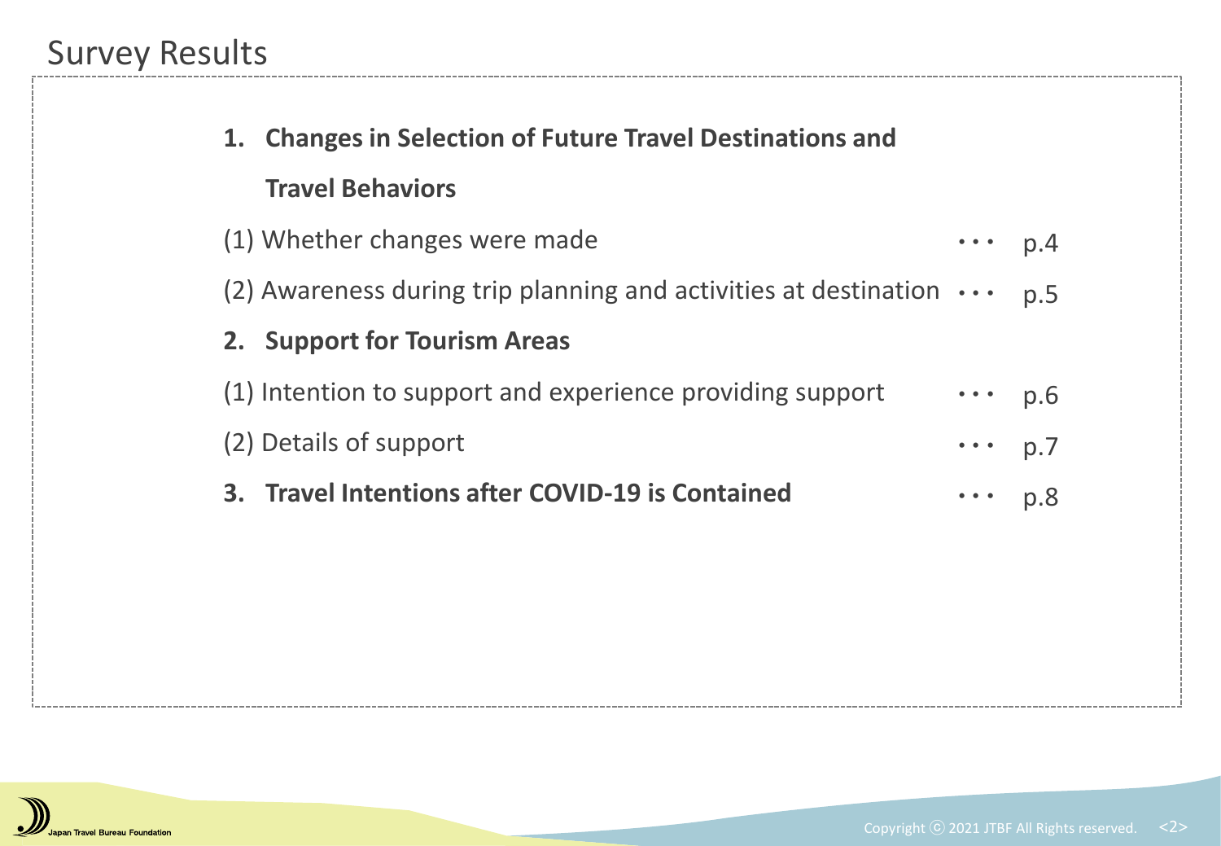# Survey Results

**1. Changes in Selection of Future Travel Destinations and Travel Behaviors**

(1) Whether changes were made ・・・ p.4

(2) Awareness during trip planning and activities at destination ・・・ p.5

**2. Support for Tourism Areas**

(1) Intention to support and experience providing support ・・・ p.6

(2) Details of support ・・・ p.7

**3. Travel Intentions after COVID-19 is Contained** ・・・ p.8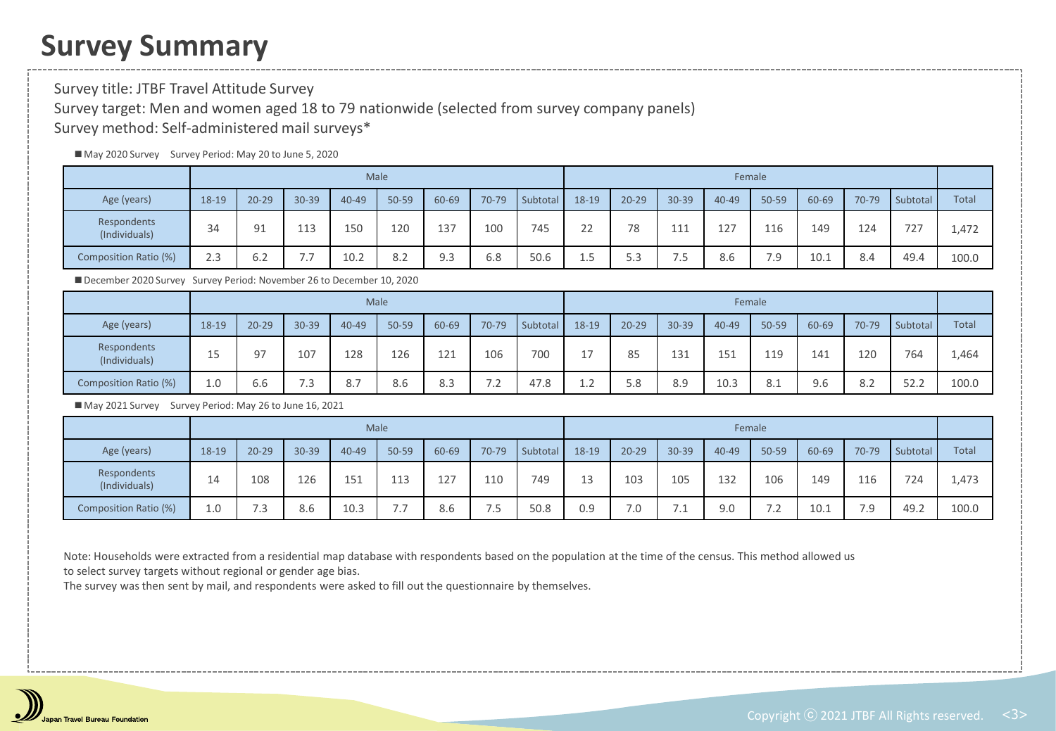# Survey Summary

Survey title: JTBF Travel Attitude Survey

Survey target: Men and women aged 18 to 79 nationwide (selected from survey company panels)

Survey method: Self-administered mail surveys*

■ May 2020 Survey　Survey Period: May 20 to June 5, 2020

| | Male | | | | | | | | Female | | | | | | | | |
|---|---|---|---|---|---|---|---|---|---|---|---|---|---|---|---|---|---|
| Age (years) | 18-19 | 20-29 | 30-39 | 40-49 | 50-59 | 60-69 | 70-79 | Subtotal | 18-19 | 20-29 | 30-39 | 40-49 | 50-59 | 60-69 | 70-79 | Subtotal | Total |
| Respondents (Individuals) | 34 | 91 | 113 | 150 | 120 | 137 | 100 | 745 | 22 | 78 | 111 | 127 | 116 | 149 | 124 | 727 | 1,472 |
| Composition Ratio (%) | 2.3 | 6.2 | 7.7 | 10.2 | 8.2 | 9.3 | 6.8 | 50.6 | 1.5 | 5.3 | 7.5 | 8.6 | 7.9 | 10.1 | 8.4 | 49.4 | 100.0 |

■ December 2020 Survey　Survey Period: November 26 to December 10, 2020

| | Male | | | | | | | | Female | | | | | | | | |
|---|---|---|---|---|---|---|---|---|---|---|---|---|---|---|---|---|---|
| Age (years) | 18-19 | 20-29 | 30-39 | 40-49 | 50-59 | 60-69 | 70-79 | Subtotal | 18-19 | 20-29 | 30-39 | 40-49 | 50-59 | 60-69 | 70-79 | Subtotal | Total |
| Respondents (Individuals) | 15 | 97 | 107 | 128 | 126 | 121 | 106 | 700 | 17 | 85 | 131 | 151 | 119 | 141 | 120 | 764 | 1,464 |
| Composition Ratio (%) | 1.0 | 6.6 | 7.3 | 8.7 | 8.6 | 8.3 | 7.2 | 47.8 | 1.2 | 5.8 | 8.9 | 10.3 | 8.1 | 9.6 | 8.2 | 52.2 | 100.0 |

■ May 2021 Survey　Survey Period: May 26 to June 16, 2021

| | Male | | | | | | | | Female | | | | | | | | |
|---|---|---|---|---|---|---|---|---|---|---|---|---|---|---|---|---|---|
| Age (years) | 18-19 | 20-29 | 30-39 | 40-49 | 50-59 | 60-69 | 70-79 | Subtotal | 18-19 | 20-29 | 30-39 | 40-49 | 50-59 | 60-69 | 70-79 | Subtotal | Total |
| Respondents (Individuals) | 14 | 108 | 126 | 151 | 113 | 127 | 110 | 749 | 13 | 103 | 105 | 132 | 106 | 149 | 116 | 724 | 1,473 |
| Composition Ratio (%) | 1.0 | 7.3 | 8.6 | 10.3 | 7.7 | 8.6 | 7.5 | 50.8 | 0.9 | 7.0 | 7.1 | 9.0 | 7.2 | 10.1 | 7.9 | 49.2 | 100.0 |

Note: Households were extracted from a residential map database with respondents based on the population at the time of the census. This method allowed us to select survey targets without regional or gender age bias.
The survey was then sent by mail, and respondents were asked to fill out the questionnaire by themselves.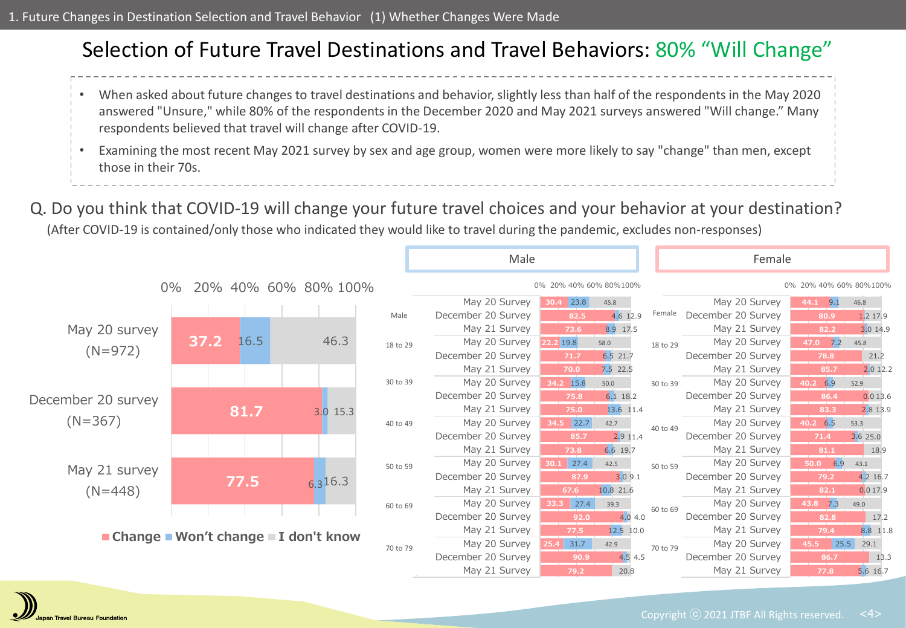# Selection of Future Travel Destinations and Travel Behaviors: 80% "Will Change"

- When asked about future changes to travel destinations and behavior, slightly less than half of the respondents in the May 2020 answered "Unsure," while 80% of the respondents in the December 2020 and May 2021 surveys answered "Will change." Many respondents believed that travel will change after COVID-19.
- Examining the most recent May 2021 survey by sex and age group, women were more likely to say "change" than men, except those in their 70s.

## Q. Do you think that COVID-19 will change your future travel choices and your behavior at your destination?

(After COVID-19 is contained/only those who indicated they would like to travel during the pandemic, excludes non-responses)

| Survey | Change | Won't change | I don't know |
|---|---|---|---|
| May 20 survey (N=972) | 37.2 | 16.5 | 46.3 |
| December 20 survey (N=367) | 81.7 | 3.0 | 15.3 |
| May 21 survey (N=448) | 77.5 | 6.3 | 16.3 |

### Male

| Group | Survey | Change | Won't change | I don't know |
|---|---|---|---|---|
| Male | May 20 Survey | 30.4 | 23.8 | 45.8 |
| | December 20 Survey | 82.5 | 4.6 | 12.9 |
| | May 21 Survey | 73.6 | 8.9 | 17.5 |
| 18 to 29 | May 20 Survey | 22.2 | 19.8 | 58.0 |
| | December 20 Survey | 71.7 | 6.5 | 21.7 |
| | May 21 Survey | 70.0 | 7.5 | 22.5 |
| 30 to 39 | May 20 Survey | 34.2 | 15.8 | 50.0 |
| | December 20 Survey | 75.8 | 6.1 | 18.2 |
| | May 21 Survey | 75.0 | 13.6 | 11.4 |
| 40 to 49 | May 20 Survey | 34.5 | 22.7 | 42.7 |
| | December 20 Survey | 85.7 | 2.9 | 11.4 |
| | May 21 Survey | 73.8 | 6.6 | 19.7 |
| 50 to 59 | May 20 Survey | 30.1 | 27.4 | 42.5 |
| | December 20 Survey | 87.9 | 3.0 | 9.1 |
| | May 21 Survey | 67.6 | 10.8 | 21.6 |
| 60 to 69 | May 20 Survey | 33.3 | 27.4 | 39.3 |
| | December 20 Survey | 92.0 | 4.0 | 4.0 |
| | May 21 Survey | 77.5 | 12.5 | 10.0 |
| 70 to 79 | May 20 Survey | 25.4 | 31.7 | 42.9 |
| | December 20 Survey | 90.9 | 4.5 | 4.5 |
| | May 21 Survey | 79.2 | | 20.8 |

### Female

| Group | Survey | Change | Won't change | I don't know |
|---|---|---|---|---|
| Female | May 20 Survey | 44.1 | 9.1 | 46.8 |
| | December 20 Survey | 80.9 | 1.2 | 17.9 |
| | May 21 Survey | 82.2 | 3.0 | 14.9 |
| 18 to 29 | May 20 Survey | 47.0 | 7.2 | 45.8 |
| | December 20 Survey | 78.8 | | 21.2 |
| | May 21 Survey | 85.7 | 2.0 | 12.2 |
| 30 to 39 | May 20 Survey | 40.2 | 6.9 | 52.9 |
| | December 20 Survey | 86.4 | 0.0 | 13.6 |
| | May 21 Survey | 83.3 | 2.8 | 13.9 |
| 40 to 49 | May 20 Survey | 40.2 | 6.5 | 53.3 |
| | December 20 Survey | 71.4 | 3.6 | 25.0 |
| | May 21 Survey | 81.1 | | 18.9 |
| 50 to 59 | May 20 Survey | 50.0 | 6.9 | 43.1 |
| | December 20 Survey | 79.2 | 4.2 | 16.7 |
| | May 21 Survey | 82.1 | 0.0 | 17.9 |
| 60 to 69 | May 20 Survey | 43.8 | 7.3 | 49.0 |
| | December 20 Survey | 82.8 | | 17.2 |
| | May 21 Survey | 79.4 | 8.8 | 11.8 |
| 70 to 79 | May 20 Survey | 45.5 | 25.5 | 29.1 |
| | December 20 Survey | 86.7 | | 13.3 |
| | May 21 Survey | 77.8 | 5.6 | 16.7 |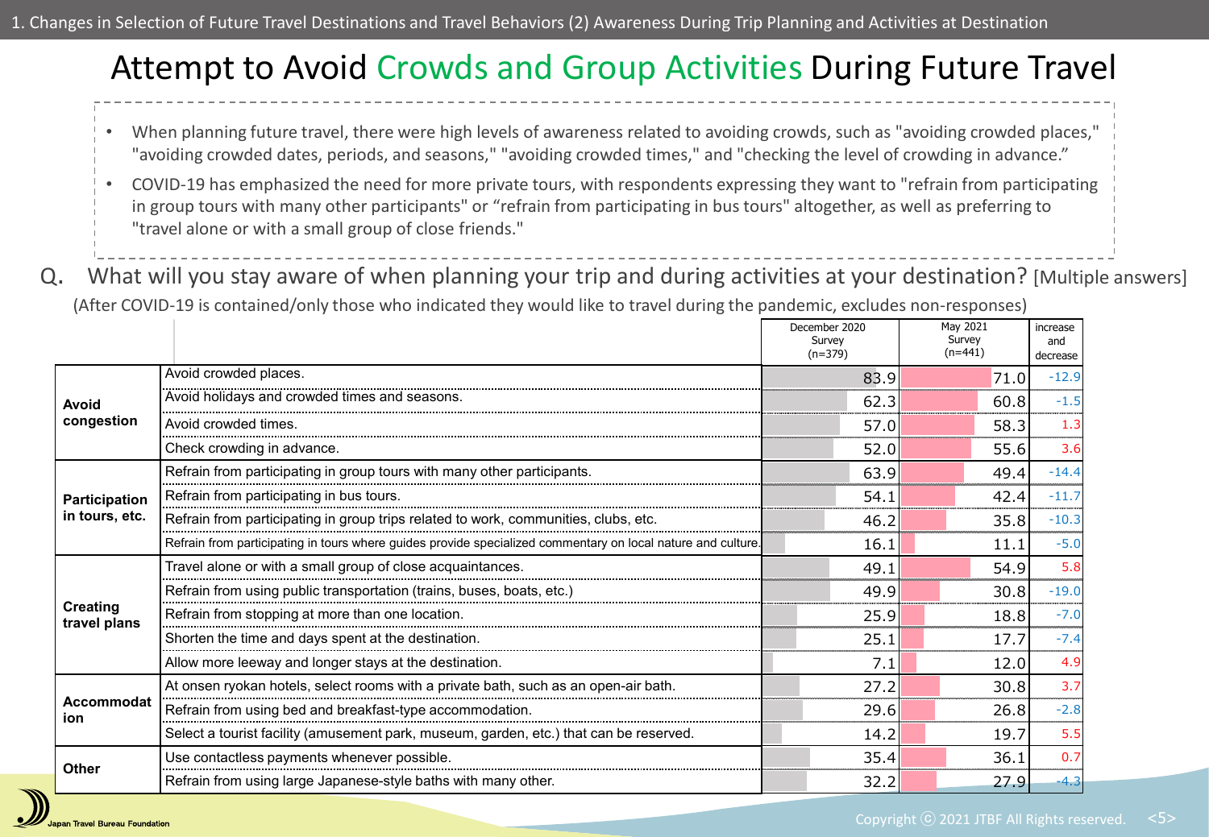# Attempt to Avoid Crowds and Group Activities During Future Travel

- When planning future travel, there were high levels of awareness related to avoiding crowds, such as "avoiding crowded places," "avoiding crowded dates, periods, and seasons," "avoiding crowded times," and "checking the level of crowding in advance."
- COVID-19 has emphasized the need for more private tours, with respondents expressing they want to "refrain from participating in group tours with many other participants" or "refrain from participating in bus tours" altogether, as well as preferring to "travel alone or with a small group of close friends."

Q. What will you stay aware of when planning your trip and during activities at your destination? [Multiple answers]

(After COVID-19 is contained/only those who indicated they would like to travel during the pandemic, excludes non-responses)

| | | December 2020 Survey (n=379) | May 2021 Survey (n=441) | increase and decrease |
|---|---|---|---|---|
| Avoid congestion | Avoid crowded places. | 83.9 | 71.0 | -12.9 |
| | Avoid holidays and crowded times and seasons. | 62.3 | 60.8 | -1.5 |
| | Avoid crowded times. | 57.0 | 58.3 | 1.3 |
| | Check crowding in advance. | 52.0 | 55.6 | 3.6 |
| Participation in tours, etc. | Refrain from participating in group tours with many other participants. | 63.9 | 49.4 | -14.4 |
| | Refrain from participating in bus tours. | 54.1 | 42.4 | -11.7 |
| | Refrain from participating in group trips related to work, communities, clubs, etc. | 46.2 | 35.8 | -10.3 |
| | Refrain from participating in tours where guides provide specialized commentary on local nature and culture. | 16.1 | 11.1 | -5.0 |
| Creating travel plans | Travel alone or with a small group of close acquaintances. | 49.1 | 54.9 | 5.8 |
| | Refrain from using public transportation (trains, buses, boats, etc.) | 49.9 | 30.8 | -19.0 |
| | Refrain from stopping at more than one location. | 25.9 | 18.8 | -7.0 |
| | Shorten the time and days spent at the destination. | 25.1 | 17.7 | -7.4 |
| | Allow more leeway and longer stays at the destination. | 7.1 | 12.0 | 4.9 |
| Accommodation | At onsen ryokan hotels, select rooms with a private bath, such as an open-air bath. | 27.2 | 30.8 | 3.7 |
| | Refrain from using bed and breakfast-type accommodation. | 29.6 | 26.8 | -2.8 |
| | Select a tourist facility (amusement park, museum, garden, etc.) that can be reserved. | 14.2 | 19.7 | 5.5 |
| Other | Use contactless payments whenever possible. | 35.4 | 36.1 | 0.7 |
| | Refrain from using large Japanese-style baths with many other. | 32.2 | 27.9 | -4.3 |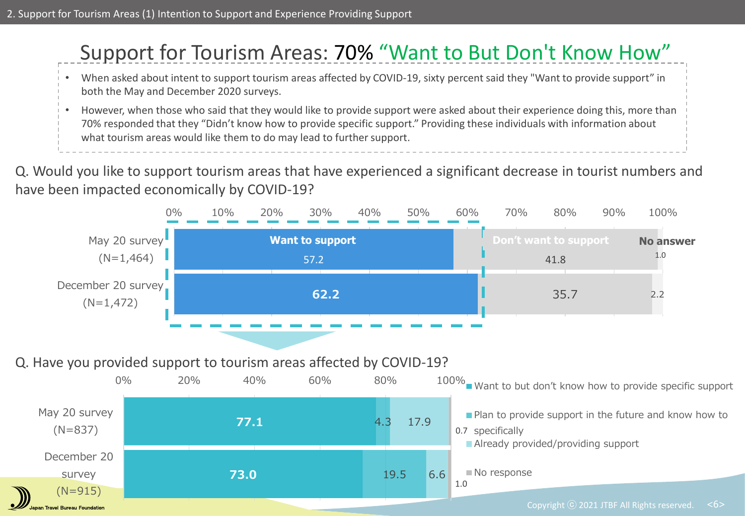# Support for Tourism Areas: 70% "Want to But Don't Know How"

- When asked about intent to support tourism areas affected by COVID-19, sixty percent said they "Want to provide support" in both the May and December 2020 surveys.
- However, when those who said that they would like to provide support were asked about their experience doing this, more than 70% responded that they "Didn't know how to provide specific support." Providing these individuals with information about what tourism areas would like them to do may lead to further support.

Q. Would you like to support tourism areas that have experienced a significant decrease in tourist numbers and have been impacted economically by COVID-19?

| Survey | Want to support | Don't want to support | No answer |
|---|---|---|---|
| May 20 survey (N=1,464) | 57.2 | 41.8 | 1.0 |
| December 20 survey (N=1,472) | 62.2 | 35.7 | 2.2 |

Q. Have you provided support to tourism areas affected by COVID-19?

| Survey | Want to but don't know how to provide specific support | Plan to provide support in the future and know how to specifically | Already provided/providing support | No response |
|---|---|---|---|---|
| May 20 survey (N=837) | 77.1 | 4.3 | 17.9 | 0.7 |
| December 20 survey (N=915) | 73.0 | 19.5 | 6.6 | 1.0 |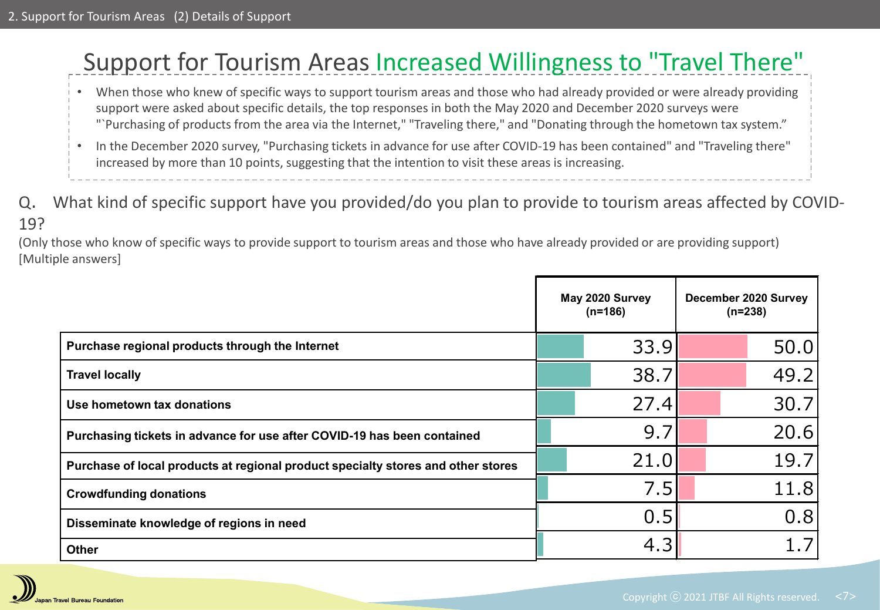# Support for Tourism Areas Increased Willingness to "Travel There"

- When those who knew of specific ways to support tourism areas and those who had already provided or were already providing support were asked about specific details, the top responses in both the May 2020 and December 2020 surveys were "`Purchasing of products from the area via the Internet," "Traveling there," and "Donating through the hometown tax system."
- In the December 2020 survey, "Purchasing tickets in advance for use after COVID-19 has been contained" and "Traveling there" increased by more than 10 points, suggesting that the intention to visit these areas is increasing.

Q. What kind of specific support have you provided/do you plan to provide to tourism areas affected by COVID-19?

(Only those who know of specific ways to provide support to tourism areas and those who have already provided or are providing support) [Multiple answers]

| | May 2020 Survey (n=186) | December 2020 Survey (n=238) |
|---|---|---|
| **Purchase regional products through the Internet** | 33.9 | 50.0 |
| **Travel locally** | 38.7 | 49.2 |
| **Use hometown tax donations** | 27.4 | 30.7 |
| **Purchasing tickets in advance for use after COVID-19 has been contained** | 9.7 | 20.6 |
| **Purchase of local products at regional product specialty stores and other stores** | 21.0 | 19.7 |
| **Crowdfunding donations** | 7.5 | 11.8 |
| **Disseminate knowledge of regions in need** | 0.5 | 0.8 |
| **Other** | 4.3 | 1.7 |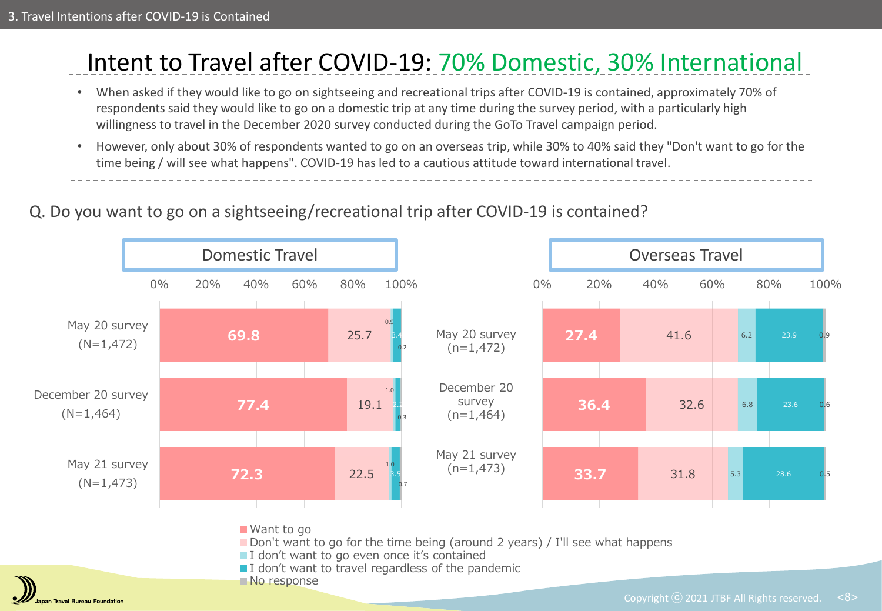# Intent to Travel after COVID-19: 70% Domestic, 30% International

- When asked if they would like to go on sightseeing and recreational trips after COVID-19 is contained, approximately 70% of respondents said they would like to go on a domestic trip at any time during the survey period, with a particularly high willingness to travel in the December 2020 survey conducted during the GoTo Travel campaign period.
- However, only about 30% of respondents wanted to go on an overseas trip, while 30% to 40% said they "Don't want to go for the time being / will see what happens". COVID-19 has led to a cautious attitude toward international travel.

Q. Do you want to go on a sightseeing/recreational trip after COVID-19 is contained?

**Domestic Travel**

| Survey | Want to go | Don't want to go for the time being (around 2 years) / I'll see what happens | I don't want to go even once it's contained | I don't want to travel regardless of the pandemic | No response |
|---|---|---|---|---|---|
| May 20 survey (N=1,472) | 69.8 | 25.7 | 0.9 | 3.4 | 0.2 |
| December 20 survey (N=1,464) | 77.4 | 19.1 | 1.0 | 2.2 | 0.3 |
| May 21 survey (N=1,473) | 72.3 | 22.5 | 1.0 | 3.5 | 0.7 |

**Overseas Travel**

| Survey | Want to go | Don't want to go for the time being (around 2 years) / I'll see what happens | I don't want to go even once it's contained | I don't want to travel regardless of the pandemic | No response |
|---|---|---|---|---|---|
| May 20 survey (n=1,472) | 27.4 | 41.6 | 6.2 | 23.9 | 0.9 |
| December 20 survey (n=1,464) | 36.4 | 32.6 | 6.8 | 23.6 | 0.6 |
| May 21 survey (n=1,473) | 33.7 | 31.8 | 5.3 | 28.6 | 0.5 |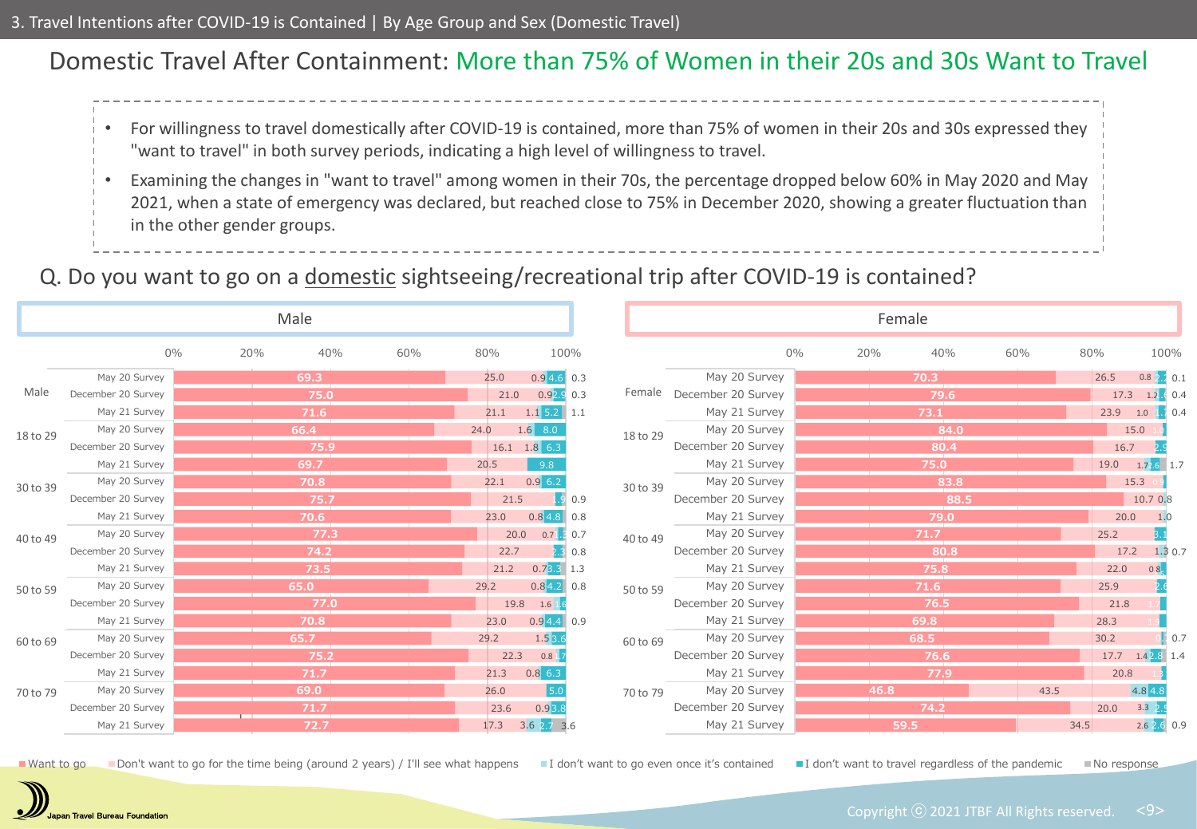3. Travel Intentions after COVID-19 is Contained | By Age Group and Sex (Domestic Travel)

# Domestic Travel After Containment: More than 75% of Women in their 20s and 30s Want to Travel

- For willingness to travel domestically after COVID-19 is contained, more than 75% of women in their 20s and 30s expressed they "want to travel" in both survey periods, indicating a high level of willingness to travel.
- Examining the changes in "want to travel" among women in their 70s, the percentage dropped below 60% in May 2020 and May 2021, when a state of emergency was declared, but reached close to 75% in December 2020, showing a greater fluctuation than in the other gender groups.

## Q. Do you want to go on a domestic sightseeing/recreational trip after COVID-19 is contained?

### Male

| Group | Survey | Want to go | Don't want to go for the time being (around 2 years) / I'll see what happens | I don't want to go even once it's contained | I don't want to travel regardless of the pandemic | No response |
|---|---|---|---|---|---|---|
| Male | May 20 Survey | 69.3 | 25.0 | 0.9 | 4.6 | 0.3 |
| | December 20 Survey | 75.0 | 21.0 | 0.9 | 2.9 | 0.3 |
| | May 21 Survey | 71.6 | 21.1 | 1.1 | 5.2 | 1.1 |
| 18 to 29 | May 20 Survey | 66.4 | 24.0 | 1.6 | 8.0 | |
| | December 20 Survey | 75.9 | 16.1 | 1.8 | 6.3 | |
| | May 21 Survey | 69.7 | 20.5 | | 9.8 | |
| 30 to 39 | May 20 Survey | 70.8 | 22.1 | 0.9 | 6.2 | |
| | December 20 Survey | 75.7 | 21.5 | | 1.9 | 0.9 |
| | May 21 Survey | 70.6 | 23.0 | 0.8 | 4.8 | 0.8 |
| 40 to 49 | May 20 Survey | 77.3 | 20.0 | 0.7 | 1.3 | 0.7 |
| | December 20 Survey | 74.2 | 22.7 | | 2.3 | 0.8 |
| | May 21 Survey | 73.5 | 21.2 | 0.7 | 3.3 | 1.3 |
| 50 to 59 | May 20 Survey | 65.0 | 29.2 | 0.8 | 4.2 | 0.8 |
| | December 20 Survey | 77.0 | 19.8 | 1.6 | 1.6 | |
| | May 21 Survey | 70.8 | 23.0 | 0.9 | 4.4 | 0.9 |
| 60 to 69 | May 20 Survey | 65.7 | 29.2 | 1.5 | 3.6 | |
| | December 20 Survey | 75.2 | 22.3 | 0.8 | 1.7 | |
| | May 21 Survey | 71.7 | 21.3 | 0.8 | 6.3 | |
| 70 to 79 | May 20 Survey | 69.0 | 26.0 | | 5.0 | |
| | December 20 Survey | 71.7 | 23.6 | 0.9 | 3.8 | |
| | May 21 Survey | 72.7 | 17.3 | 3.6 | 2.7 | 3.6 |

### Female

| Group | Survey | Want to go | Don't want to go for the time being (around 2 years) / I'll see what happens | I don't want to go even once it's contained | I don't want to travel regardless of the pandemic | No response |
|---|---|---|---|---|---|---|
| Female | May 20 Survey | 70.3 | 26.5 | 0.8 | 2.2 | 0.1 |
| | December 20 Survey | 79.6 | 17.3 | 1.2 | 1.6 | 0.4 |
| | May 21 Survey | 73.1 | 23.9 | 1.0 | 1.7 | 0.4 |
| 18 to 29 | May 20 Survey | 84.0 | 15.0 | | 1.0 | |
| | December 20 Survey | 80.4 | 16.7 | | 2.9 | |
| | May 21 Survey | 75.0 | 19.0 | 1.7 | 2.6 | 1.7 |
| 30 to 39 | May 20 Survey | 83.8 | 15.3 | | 0.9 | |
| | December 20 Survey | 88.5 | 10.7 | | 0.8 | |
| | May 21 Survey | 79.0 | 20.0 | | 1.0 | |
| 40 to 49 | May 20 Survey | 71.7 | 25.2 | | 3.1 | |
| | December 20 Survey | 80.8 | 17.2 | | 1.3 | 0.7 |
| | May 21 Survey | 75.8 | 22.0 | 0.8 | | |
| 50 to 59 | May 20 Survey | 71.6 | 25.9 | | 2.6 | |
| | December 20 Survey | 76.5 | 21.8 | | 1.7 | |
| | May 21 Survey | 69.8 | 28.3 | | 1.9 | |
| 60 to 69 | May 20 Survey | 68.5 | 30.2 | | | 0.7 |
| | December 20 Survey | 76.6 | 17.7 | 1.4 | 2.8 | 1.4 |
| | May 21 Survey | 77.9 | 20.8 | | 1.3 | |
| 70 to 79 | May 20 Survey | 46.8 | 43.5 | 4.8 | 4.8 | |
| | December 20 Survey | 74.2 | 20.0 | 3.3 | 2.5 | |
| | May 21 Survey | 59.5 | 34.5 | 2.6 | 2.6 | 0.9 |

Want to go / Don't want to go for the time being (around 2 years) / I'll see what happens / I don't want to go even once it's contained / I don't want to travel regardless of the pandemic / No response

Japan Travel Bureau Foundation

Copyright ⓒ 2021 JTBF All Rights reserved.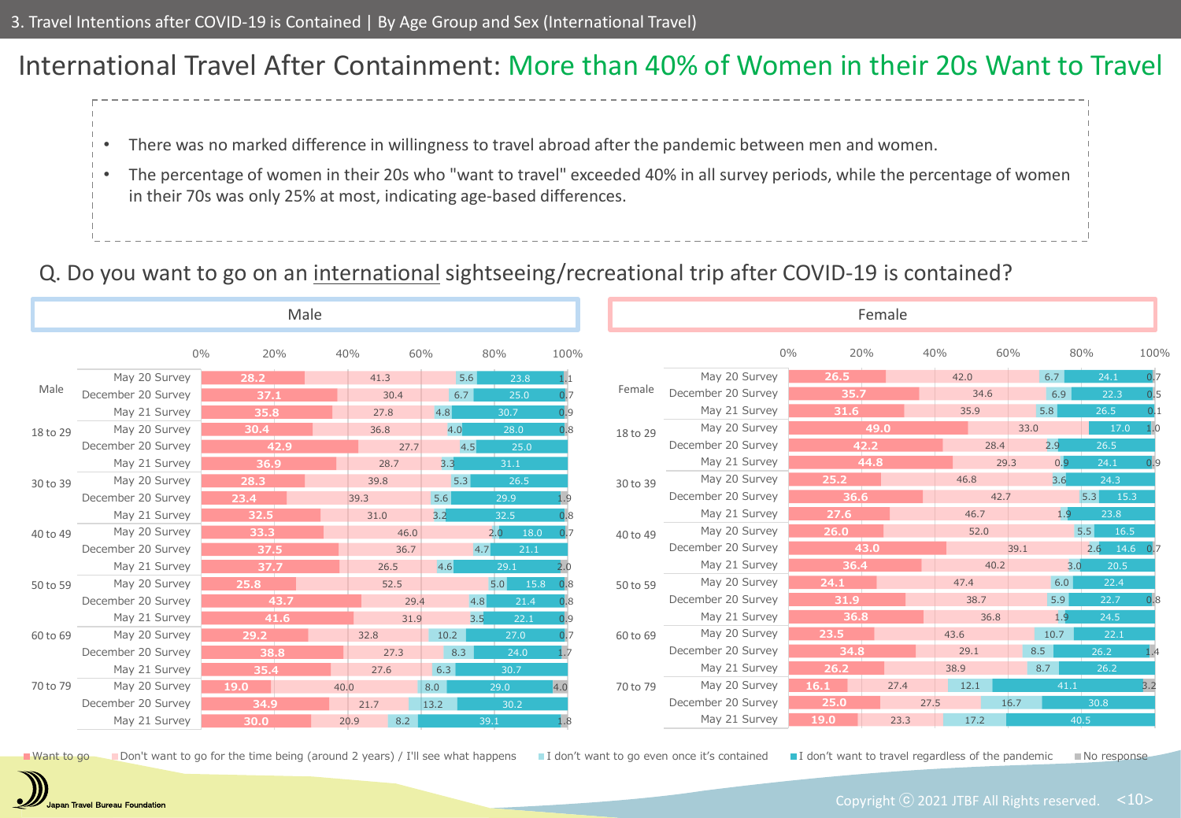3. Travel Intentions after COVID-19 is Contained | By Age Group and Sex (International Travel)

# International Travel After Containment: More than 40% of Women in their 20s Want to Travel

- There was no marked difference in willingness to travel abroad after the pandemic between men and women.
- The percentage of women in their 20s who "want to travel" exceeded 40% in all survey periods, while the percentage of women in their 70s was only 25% at most, indicating age-based differences.

## Q. Do you want to go on an international sightseeing/recreational trip after COVID-19 is contained?

### Male

| Group | Survey | Want to go | Don't want to go for the time being (around 2 years) / I'll see what happens | I don't want to go even once it's contained | I don't want to travel regardless of the pandemic | No response |
|---|---|---|---|---|---|---|
| Male | May 20 Survey | 28.2 | 41.3 | 5.6 | 23.8 | 1.1 |
| | December 20 Survey | 37.1 | 30.4 | 6.7 | 25.0 | 0.7 |
| | May 21 Survey | 35.8 | 27.8 | 4.8 | 30.7 | 0.9 |
| 18 to 29 | May 20 Survey | 30.4 | 36.8 | 4.0 | 28.0 | 0.8 |
| | December 20 Survey | 42.9 | 27.7 | 4.5 | 25.0 | |
| | May 21 Survey | 36.9 | 28.7 | 3.3 | 31.1 | |
| 30 to 39 | May 20 Survey | 28.3 | 39.8 | 5.3 | 26.5 | |
| | December 20 Survey | 23.4 | 39.3 | 5.6 | 29.9 | 1.9 |
| | May 21 Survey | 32.5 | 31.0 | 3.2 | 32.5 | 0.8 |
| 40 to 49 | May 20 Survey | 33.3 | 46.0 | 2.0 | 18.0 | 0.7 |
| | December 20 Survey | 37.5 | 36.7 | 4.7 | 21.1 | |
| | May 21 Survey | 37.7 | 26.5 | 4.6 | 29.1 | 2.0 |
| 50 to 59 | May 20 Survey | 25.8 | 52.5 | 5.0 | 15.8 | 0.8 |
| | December 20 Survey | 43.7 | 29.4 | 4.8 | 21.4 | 0.8 |
| | May 21 Survey | 41.6 | 31.9 | 3.5 | 22.1 | 0.9 |
| 60 to 69 | May 20 Survey | 29.2 | 32.8 | 10.2 | 27.0 | 0.7 |
| | December 20 Survey | 38.8 | 27.3 | 8.3 | 24.0 | 1.7 |
| | May 21 Survey | 35.4 | 27.6 | 6.3 | 30.7 | |
| 70 to 79 | May 20 Survey | 19.0 | 40.0 | 8.0 | 29.0 | 4.0 |
| | December 20 Survey | 34.9 | 21.7 | 13.2 | 30.2 | |
| | May 21 Survey | 30.0 | 20.9 | 8.2 | 39.1 | 1.8 |

### Female

| Group | Survey | Want to go | Don't want to go for the time being (around 2 years) / I'll see what happens | I don't want to go even once it's contained | I don't want to travel regardless of the pandemic | No response |
|---|---|---|---|---|---|---|
| Female | May 20 Survey | 26.5 | 42.0 | 6.7 | 24.1 | 0.7 |
| | December 20 Survey | 35.7 | 34.6 | 6.9 | 22.3 | 0.5 |
| | May 21 Survey | 31.6 | 35.9 | 5.8 | 26.5 | 0.1 |
| 18 to 29 | May 20 Survey | 49.0 | 33.0 | | 17.0 | 1.0 |
| | December 20 Survey | 42.2 | 28.4 | 2.9 | 26.5 | |
| | May 21 Survey | 44.8 | 29.3 | 0.9 | 24.1 | 0.9 |
| 30 to 39 | May 20 Survey | 25.2 | 46.8 | 3.6 | 24.3 | |
| | December 20 Survey | 36.6 | 42.7 | 5.3 | 15.3 | |
| | May 21 Survey | 27.6 | 46.7 | 1.9 | 23.8 | |
| 40 to 49 | May 20 Survey | 26.0 | 52.0 | 5.5 | 16.5 | |
| | December 20 Survey | 43.0 | 39.1 | 2.6 | 14.6 | 0.7 |
| | May 21 Survey | 36.4 | 40.2 | 3.0 | 20.5 | |
| 50 to 59 | May 20 Survey | 24.1 | 47.4 | 6.0 | 22.4 | |
| | December 20 Survey | 31.9 | 38.7 | 5.9 | 22.7 | 0.8 |
| | May 21 Survey | 36.8 | 36.8 | 1.9 | 24.5 | |
| 60 to 69 | May 20 Survey | 23.5 | 43.6 | 10.7 | 22.1 | |
| | December 20 Survey | 34.8 | 29.1 | 8.5 | 26.2 | 1.4 |
| | May 21 Survey | 26.2 | 38.9 | 8.7 | 26.2 | |
| 70 to 79 | May 20 Survey | 16.1 | 27.4 | 12.1 | 41.1 | 3.2 |
| | December 20 Survey | 25.0 | 27.5 | 16.7 | 30.8 | |
| | May 21 Survey | 19.0 | 23.3 | 17.2 | 40.5 | |

Japan Travel Bureau Foundation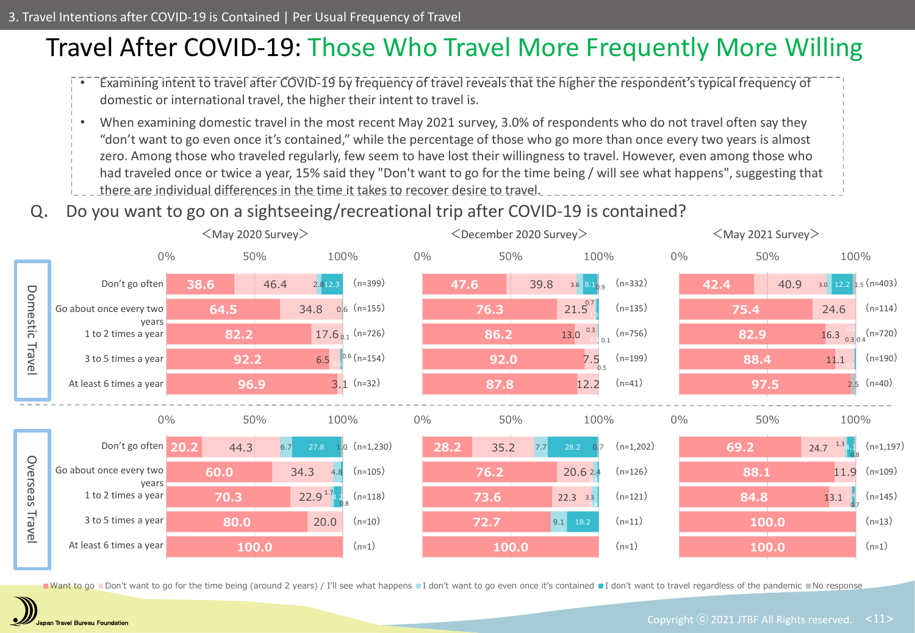3. Travel Intentions after COVID-19 is Contained | Per Usual Frequency of Travel

# Travel After COVID-19: Those Who Travel More Frequently More Willing

- Examining intent to travel after COVID-19 by frequency of travel reveals that the higher the respondent's typical frequency of domestic or international travel, the higher their intent to travel is.
- When examining domestic travel in the most recent May 2021 survey, 3.0% of respondents who do not travel often say they "don't want to go even once it's contained," while the percentage of those who go more than once every two years is almost zero. Among those who traveled regularly, few seem to have lost their willingness to travel. However, even among those who had traveled once or twice a year, 15% said they "Don't want to go for the time being / will see what happens", suggesting that there are individual differences in the time it takes to recover desire to travel.

## Q. Do you want to go on a sightseeing/recreational trip after COVID-19 is contained?

Legend: Want to go / Don't want to go for the time being (around 2 years) / I'll see what happens / I don't want to go even once it's contained / I don't want to travel regardless of the pandemic / No response

### Domestic Travel

| Survey | Usual frequency | Want to go | Don't want to go for the time being / I'll see what happens | I don't want to go even once it's contained | I don't want to travel regardless of the pandemic | No response | n |
|---|---|---|---|---|---|---|---|
| May 2020 | Don't go often | 38.6 | 46.4 | 2.8 | 12.3 | | 399 |
| May 2020 | Go about once every two years | 64.5 | 34.8 | 0.6 | | | 155 |
| May 2020 | 1 to 2 times a year | 82.2 | 17.6 | 0.1 | | | 726 |
| May 2020 | 3 to 5 times a year | 92.2 | 6.5 | 0.6 | | | 154 |
| May 2020 | At least 6 times a year | 96.9 | 3.1 | | | | 32 |
| December 2020 | Don't go often | 47.6 | 39.8 | 3.6 | 8.1 | 0.9 | 332 |
| December 2020 | Go about once every two years | 76.3 | 21.5 | 0.7 | 1.5 | | 135 |
| December 2020 | 1 to 2 times a year | 86.2 | 13.0 | 0.3 | 0.4 | 0.1 | 756 |
| December 2020 | 3 to 5 times a year | 92.0 | 7.5 | | 0.5 | | 199 |
| December 2020 | At least 6 times a year | 87.8 | 12.2 | | | | 41 |
| May 2021 | Don't go often | 42.4 | 40.9 | 3.0 | 12.2 | 1.5 | 403 |
| May 2021 | Go about once every two years | 75.4 | 24.6 | | | | 114 |
| May 2021 | 1 to 2 times a year | 82.9 | 16.3 | 0.1 | 0.3 | 0.4 | 720 |
| May 2021 | 3 to 5 times a year | 88.4 | 11.1 | | 0.5 | | 190 |
| May 2021 | At least 6 times a year | 97.5 | | | | 2.5 | 40 |

### Overseas Travel

| Survey | Usual frequency | Want to go | Don't want to go for the time being / I'll see what happens | I don't want to go even once it's contained | I don't want to travel regardless of the pandemic | No response | n |
|---|---|---|---|---|---|---|---|
| May 2020 | Don't go often | 20.2 | 44.3 | 6.7 | 27.8 | 1.0 | 1,230 |
| May 2020 | Go about once every two years | 60.0 | 34.3 | 4.8 | 1 | | 105 |
| May 2020 | 1 to 2 times a year | 70.3 | 22.9 | 1.7 | 4.2 | 0.8 | 118 |
| May 2020 | 3 to 5 times a year | 80.0 | 20.0 | | | | 10 |
| May 2020 | At least 6 times a year | 100.0 | | | | | 1 |
| December 2020 | Don't go often | 28.2 | 35.2 | 7.7 | 28.2 | 0.7 | 1,202 |
| December 2020 | Go about once every two years | 76.2 | 20.6 | 2.4 | 0.8 | | 126 |
| December 2020 | 1 to 2 times a year | 73.6 | 22.3 | 3.3 | 0.8 | | 121 |
| December 2020 | 3 to 5 times a year | 72.7 | | 9.1 | 18.2 | | 11 |
| December 2020 | At least 6 times a year | 100.0 | | | | | 1 |
| May 2021 | Don't go often | 69.2 | 24.7 | 1.3 | 4.1 | 0.8 | 1,197 |
| May 2021 | Go about once every two years | 88.1 | 11.9 | | | | 109 |
| May 2021 | 1 to 2 times a year | 84.8 | 13.1 | 1.4 | 0.7 | | 145 |
| May 2021 | 3 to 5 times a year | 100.0 | | | | | 13 |
| May 2021 | At least 6 times a year | 100.0 | | | | | 1 |

Japan Travel Bureau Foundation

Copyright ⓒ 2021 JTBF All Rights reserved.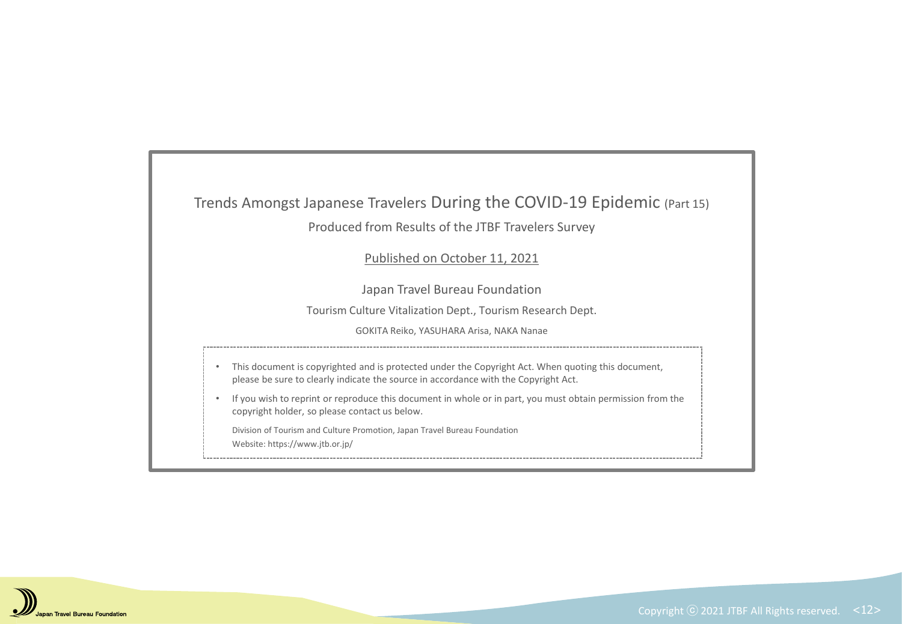# Trends Amongst Japanese Travelers During the COVID-19 Epidemic (Part 15)

Produced from Results of the JTBF Travelers Survey

Published on October 11, 2021

Japan Travel Bureau Foundation

Tourism Culture Vitalization Dept., Tourism Research Dept.

GOKITA Reiko, YASUHARA Arisa, NAKA Nanae

- This document is copyrighted and is protected under the Copyright Act. When quoting this document, please be sure to clearly indicate the source in accordance with the Copyright Act.
- If you wish to reprint or reproduce this document in whole or in part, you must obtain permission from the copyright holder, so please contact us below.

Division of Tourism and Culture Promotion, Japan Travel Bureau Foundation

Website: https://www.jtb.or.jp/